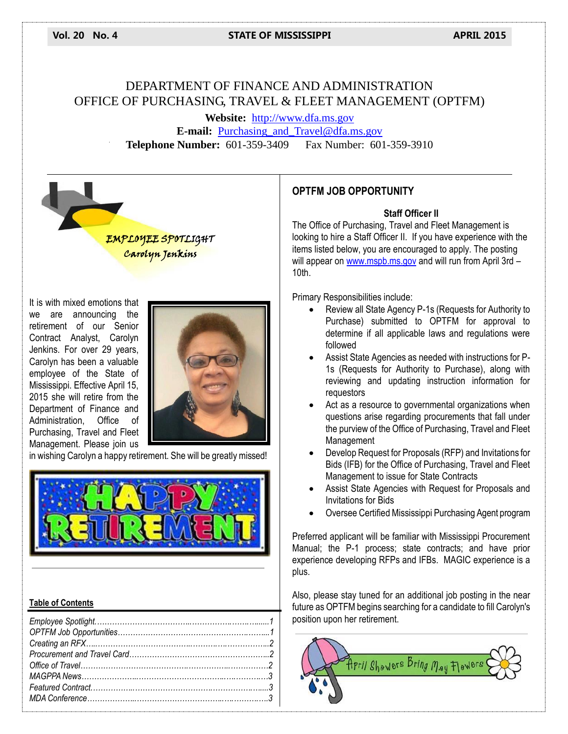Vol. 20 No. 4 STATE OF MISSISSIPPI APRIL 2015

# DEPARTMENT OF FINANCE AND ADMINISTRATION
# OFFICE OF PURCHASING, TRAVEL & FLEET MANAGEMENT (OPTFM)

**Website:** http://www.dfa.ms.gov
**E-mail:** Purchasing_and_Travel@dfa.ms.gov
**Telephone Number:** 601-359-3409 Fax Number: 601-359-3910

## EMPLOYEE SPOTLIGHT
### Carolyn Jenkins

It is with mixed emotions that we are announcing the retirement of our Senior Contract Analyst, Carolyn Jenkins. For over 29 years, Carolyn has been a valuable employee of the State of Mississippi. Effective April 15, 2015 she will retire from the Department of Finance and Administration, Office of Purchasing, Travel and Fleet Management. Please join us in wishing Carolyn a happy retirement. She will be greatly missed!

HAPPY RETIREMENT

**Table of Contents**

*Employee Spotlight......1*
*OPTFM Job Opportunities......1*
*Creating an RFX......2*
*Procurement and Travel Card......2*
*Office of Travel......2*
*MAGPPA News......3*
*Featured Contract......3*
*MDA Conference......3*

## OPTFM JOB OPPORTUNITY

**Staff Officer II**

The Office of Purchasing, Travel and Fleet Management is looking to hire a Staff Officer II. If you have experience with the items listed below, you are encouraged to apply. The posting will appear on www.mspb.ms.gov and will run from April 3rd – 10th.

Primary Responsibilities include:

- Review all State Agency P-1s (Requests for Authority to Purchase) submitted to OPTFM for approval to determine if all applicable laws and regulations were followed
- Assist State Agencies as needed with instructions for P-1s (Requests for Authority to Purchase), along with reviewing and updating instruction information for requestors
- Act as a resource to governmental organizations when questions arise regarding procurements that fall under the purview of the Office of Purchasing, Travel and Fleet Management
- Develop Request for Proposals (RFP) and Invitations for Bids (IFB) for the Office of Purchasing, Travel and Fleet Management to issue for State Contracts
- Assist State Agencies with Request for Proposals and Invitations for Bids
- Oversee Certified Mississippi Purchasing Agent program

Preferred applicant will be familiar with Mississippi Procurement Manual; the P-1 process; state contracts; and have prior experience developing RFPs and IFBs. MAGIC experience is a plus.

Also, please stay tuned for an additional job posting in the near future as OPTFM begins searching for a candidate to fill Carolyn's position upon her retirement.

April Showers Bring May Flowers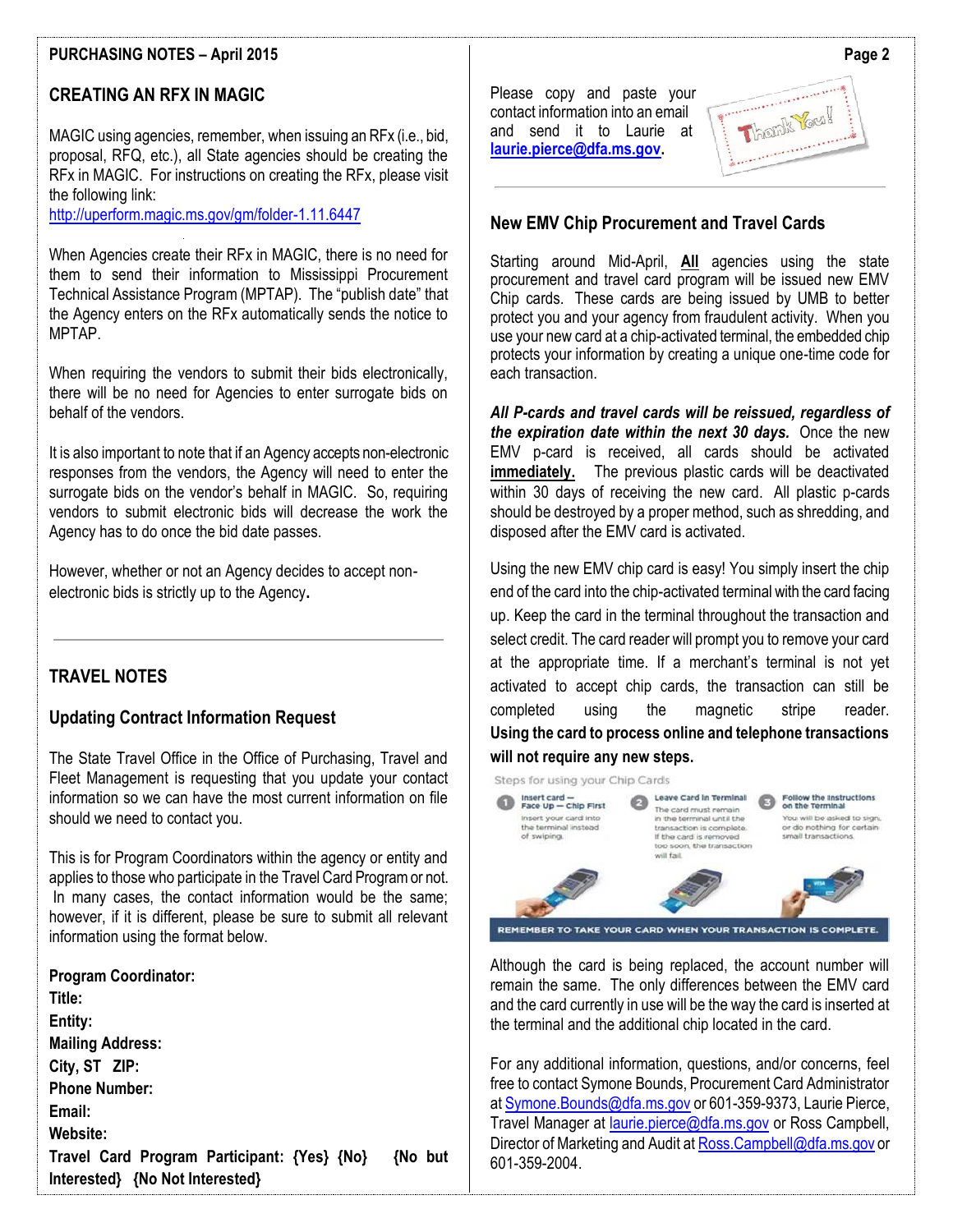## CREATING AN RFX IN MAGIC

MAGIC using agencies, remember, when issuing an RFx (i.e., bid, proposal, RFQ, etc.), all State agencies should be creating the RFx in MAGIC. For instructions on creating the RFx, please visit the following link:
http://uperform.magic.ms.gov/gm/folder-1.11.6447

When Agencies create their RFx in MAGIC, there is no need for them to send their information to Mississippi Procurement Technical Assistance Program (MPTAP). The "publish date" that the Agency enters on the RFx automatically sends the notice to MPTAP.

When requiring the vendors to submit their bids electronically, there will be no need for Agencies to enter surrogate bids on behalf of the vendors.

It is also important to note that if an Agency accepts non-electronic responses from the vendors, the Agency will need to enter the surrogate bids on the vendor's behalf in MAGIC. So, requiring vendors to submit electronic bids will decrease the work the Agency has to do once the bid date passes.

However, whether or not an Agency decides to accept non-electronic bids is strictly up to the Agency.

## TRAVEL NOTES

### Updating Contract Information Request

The State Travel Office in the Office of Purchasing, Travel and Fleet Management is requesting that you update your contact information so we can have the most current information on file should we need to contact you.

This is for Program Coordinators within the agency or entity and applies to those who participate in the Travel Card Program or not. In many cases, the contact information would be the same; however, if it is different, please be sure to submit all relevant information using the format below.

**Program Coordinator:**
**Title:**
**Entity:**
**Mailing Address:**
**City, ST ZIP:**
**Phone Number:**
**Email:**
**Website:**
**Travel Card Program Participant: {Yes} {No} {No but Interested} {No Not Interested}**

Please copy and paste your contact information into an email and send it to Laurie at **laurie.pierce@dfa.ms.gov**.

## New EMV Chip Procurement and Travel Cards

Starting around Mid-April, **All** agencies using the state procurement and travel card program will be issued new EMV Chip cards. These cards are being issued by UMB to better protect you and your agency from fraudulent activity. When you use your new card at a chip-activated terminal, the embedded chip protects your information by creating a unique one-time code for each transaction.

***All P-cards and travel cards will be reissued, regardless of the expiration date within the next 30 days.*** Once the new EMV p-card is received, all cards should be activated **immediately.** The previous plastic cards will be deactivated within 30 days of receiving the new card. All plastic p-cards should be destroyed by a proper method, such as shredding, and disposed after the EMV card is activated.

Using the new EMV chip card is easy! You simply insert the chip end of the card into the chip-activated terminal with the card facing up. Keep the card in the terminal throughout the transaction and select credit. The card reader will prompt you to remove your card at the appropriate time. If a merchant's terminal is not yet activated to accept chip cards, the transaction can still be completed using the magnetic stripe reader. **Using the card to process online and telephone transactions will not require any new steps.**

Steps for using your Chip Cards

1. **Insert card — Face Up — Chip First** — Insert your card into the terminal instead of swiping.
2. **Leave Card in Terminal** — The card must remain in the terminal until the transaction is complete. If the card is removed too soon, the transaction will fail.
3. **Follow the Instructions on the Terminal** — You will be asked to sign, or do nothing for certain small transactions.

REMEMBER TO TAKE YOUR CARD WHEN YOUR TRANSACTION IS COMPLETE.

Although the card is being replaced, the account number will remain the same. The only differences between the EMV card and the card currently in use will be the way the card is inserted at the terminal and the additional chip located in the card.

For any additional information, questions, and/or concerns, feel free to contact Symone Bounds, Procurement Card Administrator at Symone.Bounds@dfa.ms.gov or 601-359-9373, Laurie Pierce, Travel Manager at laurie.pierce@dfa.ms.gov or Ross Campbell, Director of Marketing and Audit at Ross.Campbell@dfa.ms.gov or 601-359-2004.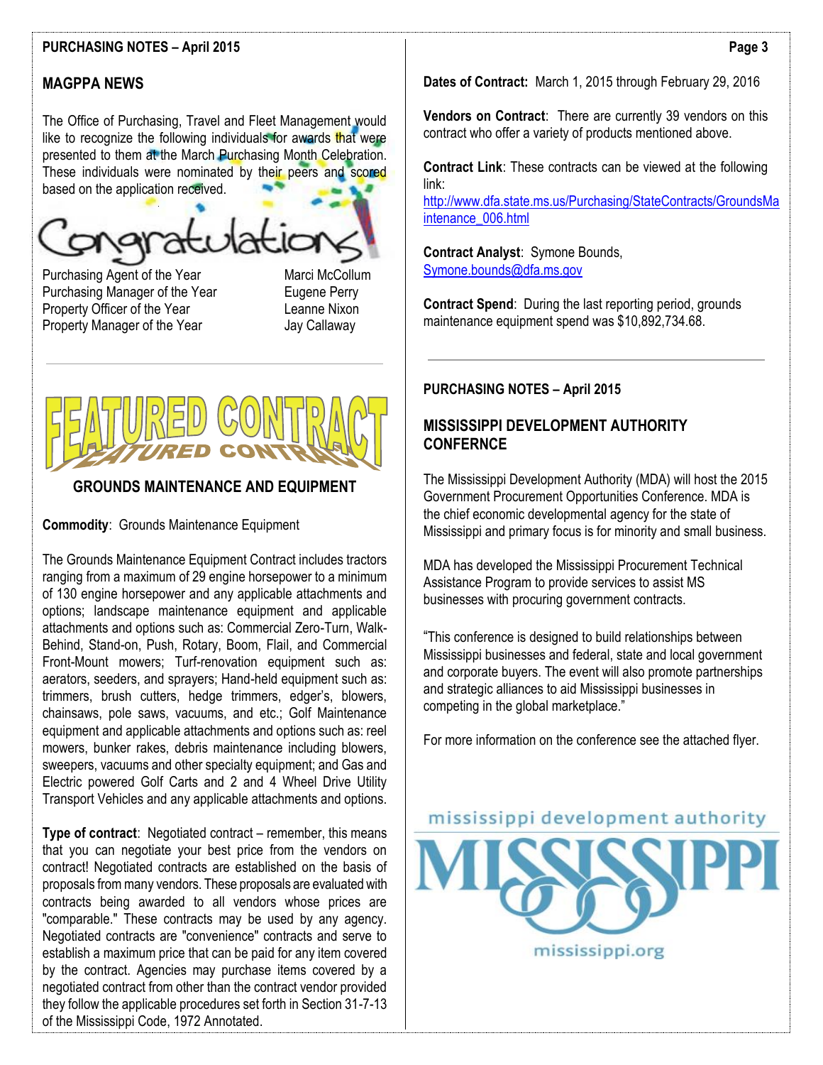## MAGPPA NEWS

The Office of Purchasing, Travel and Fleet Management would like to recognize the following individuals for awards that were presented to them at the March Purchasing Month Celebration. These individuals were nominated by their peers and scored based on the application received.

Congratulations

| | |
|---|---|
| Purchasing Agent of the Year | Marci McCollum |
| Purchasing Manager of the Year | Eugene Perry |
| Property Officer of the Year | Leanne Nixon |
| Property Manager of the Year | Jay Callaway |

---

## FEATURED CONTRACT

### GROUNDS MAINTENANCE AND EQUIPMENT

**Commodity**: Grounds Maintenance Equipment

The Grounds Maintenance Equipment Contract includes tractors ranging from a maximum of 29 engine horsepower to a minimum of 130 engine horsepower and any applicable attachments and options; landscape maintenance equipment and applicable attachments and options such as: Commercial Zero-Turn, Walk-Behind, Stand-on, Push, Rotary, Boom, Flail, and Commercial Front-Mount mowers; Turf-renovation equipment such as: aerators, seeders, and sprayers; Hand-held equipment such as: trimmers, brush cutters, hedge trimmers, edger's, blowers, chainsaws, pole saws, vacuums, and etc.; Golf Maintenance equipment and applicable attachments and options such as: reel mowers, bunker rakes, debris maintenance including blowers, sweepers, vacuums and other specialty equipment; and Gas and Electric powered Golf Carts and 2 and 4 Wheel Drive Utility Transport Vehicles and any applicable attachments and options.

**Type of contract**: Negotiated contract – remember, this means that you can negotiate your best price from the vendors on contract! Negotiated contracts are established on the basis of proposals from many vendors. These proposals are evaluated with contracts being awarded to all vendors whose prices are "comparable." These contracts may be used by any agency. Negotiated contracts are "convenience" contracts and serve to establish a maximum price that can be paid for any item covered by the contract. Agencies may purchase items covered by a negotiated contract from other than the contract vendor provided they follow the applicable procedures set forth in Section 31-7-13 of the Mississippi Code, 1972 Annotated.

**Dates of Contract:** March 1, 2015 through February 29, 2016

**Vendors on Contract**: There are currently 39 vendors on this contract who offer a variety of products mentioned above.

**Contract Link**: These contracts can be viewed at the following link: http://www.dfa.state.ms.us/Purchasing/StateContracts/GroundsMaintenance_006.html

**Contract Analyst**: Symone Bounds, Symone.bounds@dfa.ms.gov

**Contract Spend**: During the last reporting period, grounds maintenance equipment spend was $10,892,734.68.

---

**PURCHASING NOTES – April 2015**

## MISSISSIPPI DEVELOPMENT AUTHORITY CONFERNCE

The Mississippi Development Authority (MDA) will host the 2015 Government Procurement Opportunities Conference. MDA is the chief economic developmental agency for the state of Mississippi and primary focus is for minority and small business.

MDA has developed the Mississippi Procurement Technical Assistance Program to provide services to assist MS businesses with procuring government contracts.

"This conference is designed to build relationships between Mississippi businesses and federal, state and local government and corporate buyers. The event will also promote partnerships and strategic alliances to aid Mississippi businesses in competing in the global marketplace."

For more information on the conference see the attached flyer.

mississippi development authority

MISSISSIPPI

mississippi.org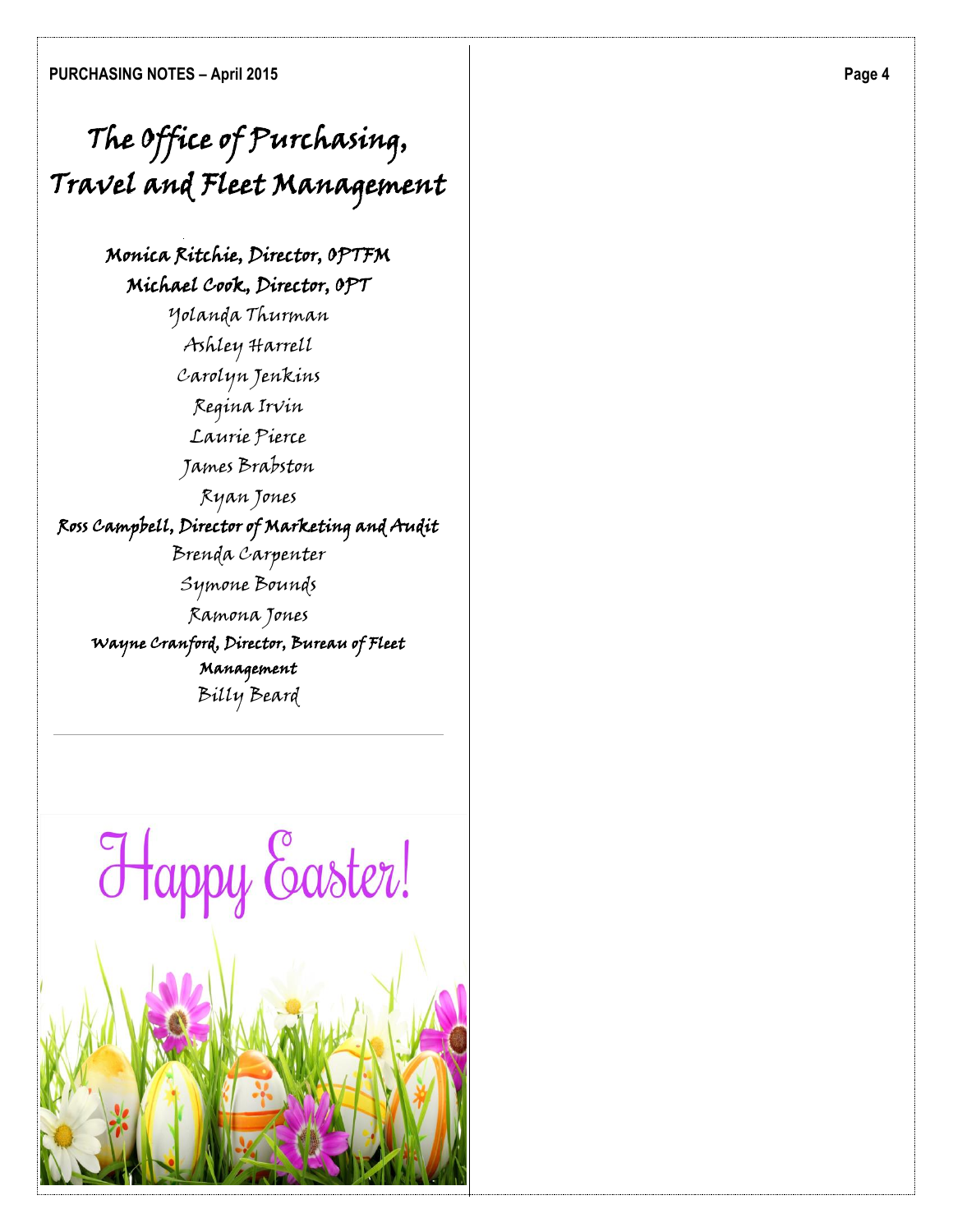# The Office of Purchasing, Travel and Fleet Management

**Monica Ritchie, Director, OPTFM**

**Michael Cook, Director, OPT**

Yolanda Thurman

Ashley Harrell

Carolyn Jenkins

Regina Irvin

Laurie Pierce

James Brabston

Ryan Jones

**Ross Campbell, Director of Marketing and Audit**

Brenda Carpenter

Symone Bounds

Ramona Jones

**Wayne Cranford, Director, Bureau of Fleet Management**

Billy Beard

---

Happy Easter!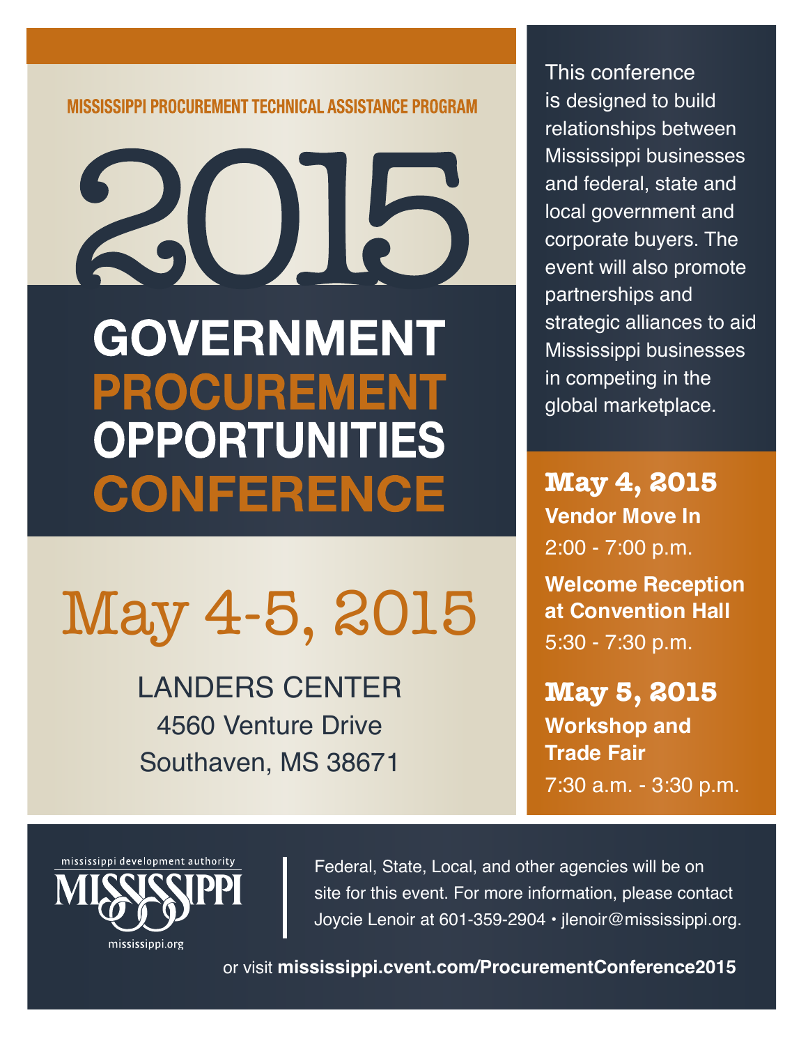MISSISSIPPI PROCUREMENT TECHNICAL ASSISTANCE PROGRAM

# 2015 GOVERNMENT PROCUREMENT OPPORTUNITIES CONFERENCE

## May 4-5, 2015

LANDERS CENTER
4560 Venture Drive
Southaven, MS 38671

This conference is designed to build relationships between Mississippi businesses and federal, state and local government and corporate buyers. The event will also promote partnerships and strategic alliances to aid Mississippi businesses in competing in the global marketplace.

### May 4, 2015

**Vendor Move In**
2:00 - 7:00 p.m.

**Welcome Reception at Convention Hall**
5:30 - 7:30 p.m.

### May 5, 2015

**Workshop and Trade Fair**
7:30 a.m. - 3:30 p.m.

mississippi development authority
MISSISSIPPI
mississippi.org

Federal, State, Local, and other agencies will be on site for this event. For more information, please contact Joycie Lenoir at 601-359-2904 • jlenoir@mississippi.org.

or visit **mississippi.cvent.com/ProcurementConference2015**